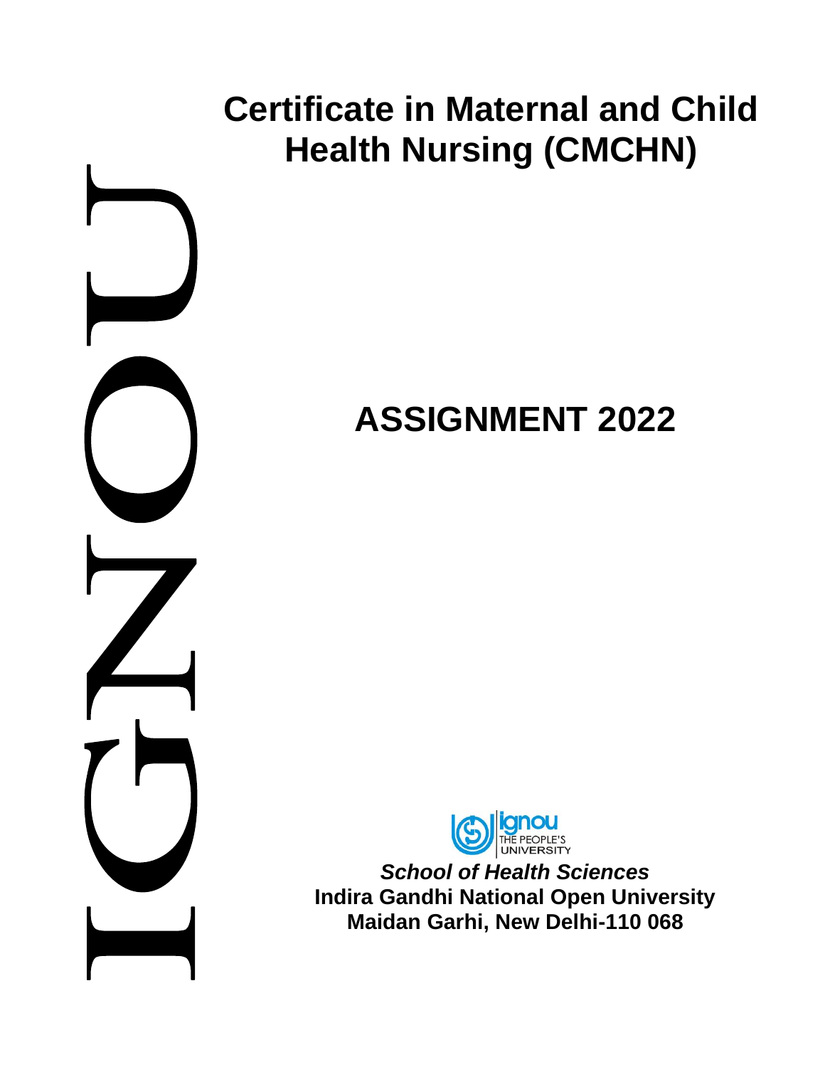# Certificate in Maternal and Child Health Nursing (CMCHN)

IGNOU

## ASSIGNMENT 2022

ignou THE PEOPLE'S UNIVERSITY

***School of Health Sciences***

**Indira Gandhi National Open University**

**Maidan Garhi, New Delhi-110 068**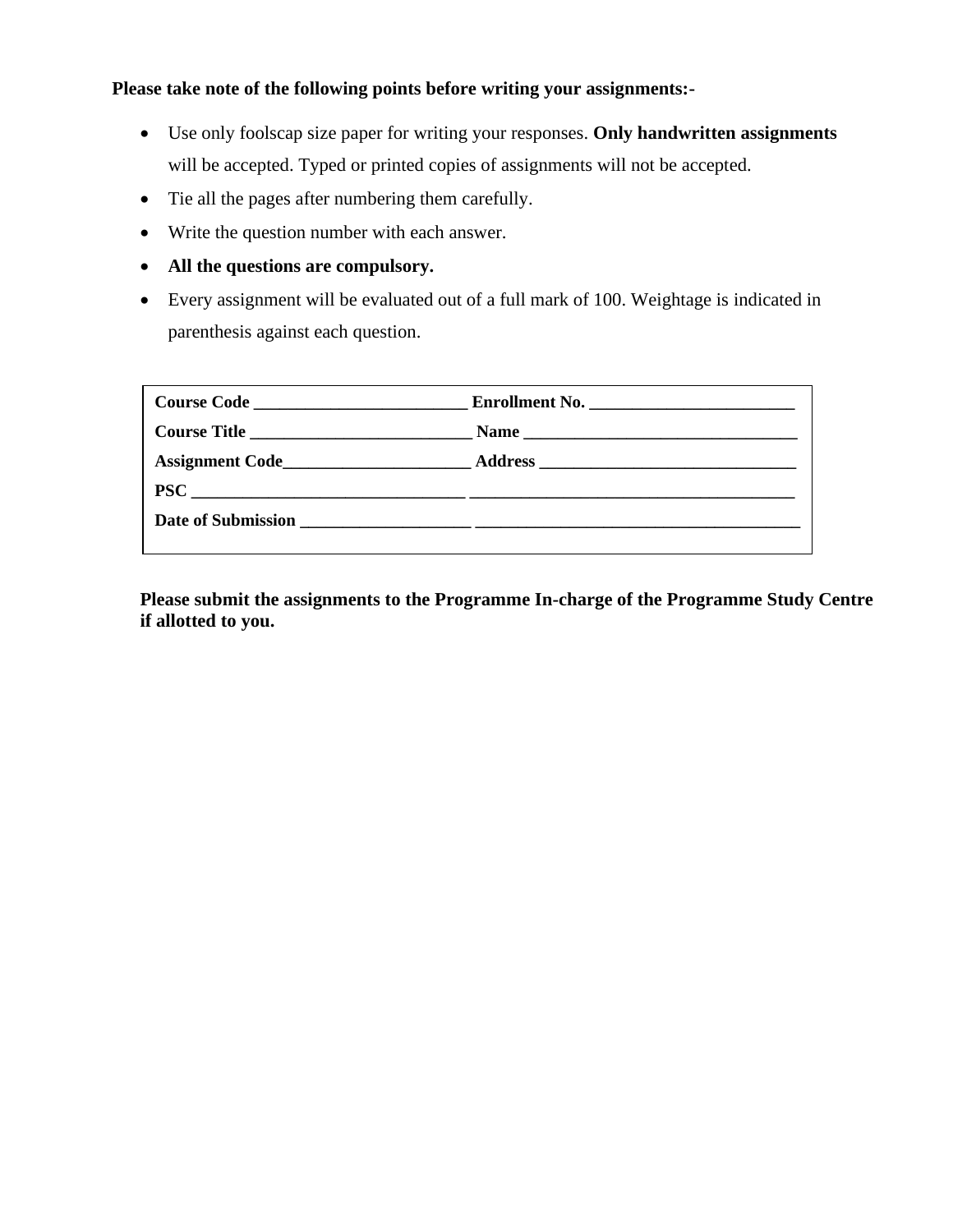**Please take note of the following points before writing your assignments:-**

- Use only foolscap size paper for writing your responses. **Only handwritten assignments** will be accepted. Typed or printed copies of assignments will not be accepted.
- Tie all the pages after numbering them carefully.
- Write the question number with each answer.
- **All the questions are compulsory.**
- Every assignment will be evaluated out of a full mark of 100. Weightage is indicated in parenthesis against each question.

**Course Code** _________________________ **Enrollment No.** ________________________

**Course Title** __________________________ **Name** ________________________________

**Assignment Code**______________________ **Address** ______________________________

**PSC** ________________________________ ______________________________________

**Date of Submission** ____________________ ______________________________________

**Please submit the assignments to the Programme In-charge of the Programme Study Centre if allotted to you.**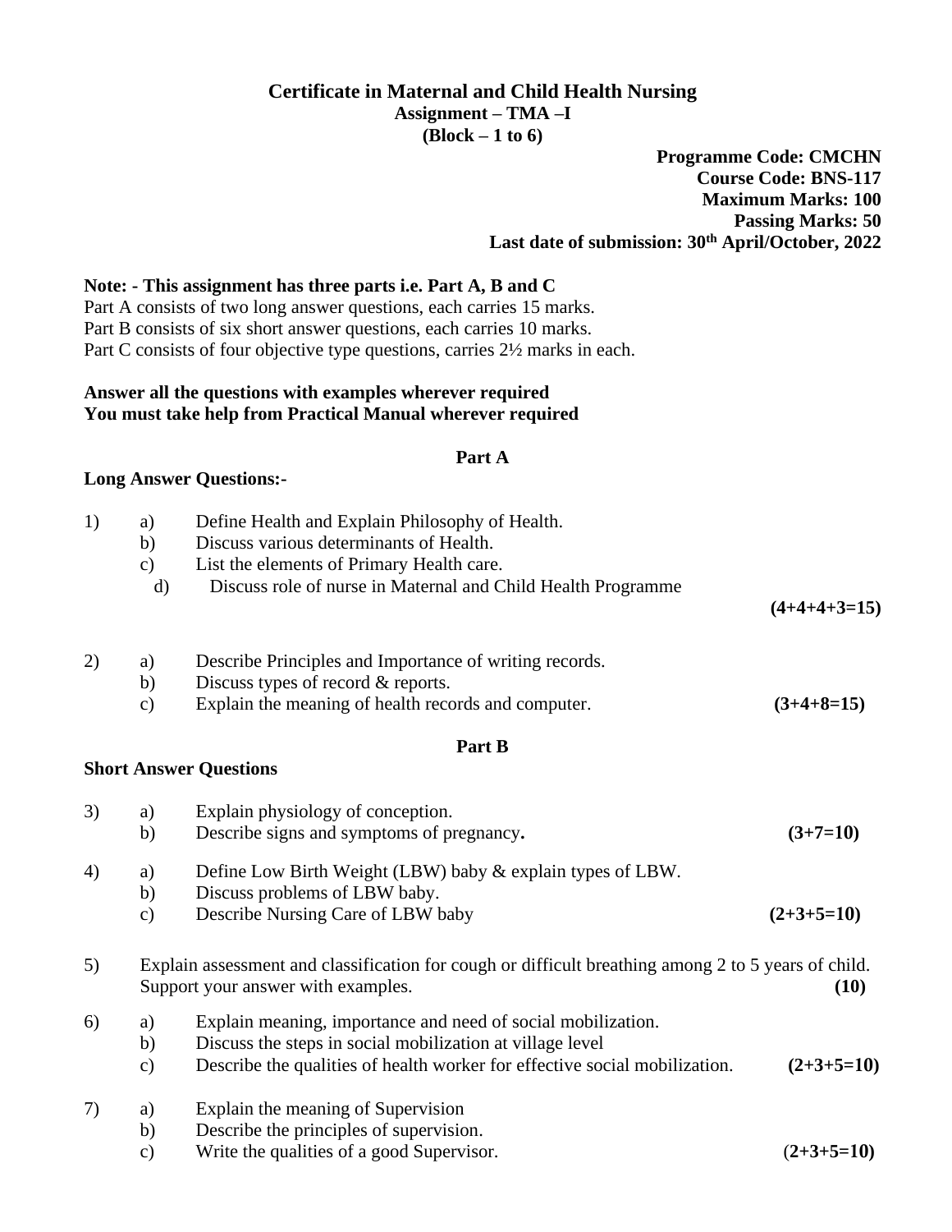# Certificate in Maternal and Child Health Nursing

## Assignment – TMA –I

### (Block – 1 to 6)

**Programme Code: CMCHN**
**Course Code: BNS-117**
**Maximum Marks: 100**
**Passing Marks: 50**
**Last date of submission: 30th April/October, 2022**

**Note: - This assignment has three parts i.e. Part A, B and C**

Part A consists of two long answer questions, each carries 15 marks.
Part B consists of six short answer questions, each carries 10 marks.
Part C consists of four objective type questions, carries 2½ marks in each.

**Answer all the questions with examples wherever required**
**You must take help from Practical Manual wherever required**

## Part A

**Long Answer Questions:-**

1) a) Define Health and Explain Philosophy of Health.
   b) Discuss various determinants of Health.
   c) List the elements of Primary Health care.
   d) Discuss role of nurse in Maternal and Child Health Programme

**(4+4+4+3=15)**

2) a) Describe Principles and Importance of writing records.
   b) Discuss types of record & reports.
   c) Explain the meaning of health records and computer. **(3+4+8=15)**

## Part B

**Short Answer Questions**

3) a) Explain physiology of conception.
   b) Describe signs and symptoms of pregnancy. **(3+7=10)**

4) a) Define Low Birth Weight (LBW) baby & explain types of LBW.
   b) Discuss problems of LBW baby.
   c) Describe Nursing Care of LBW baby **(2+3+5=10)**

5) Explain assessment and classification for cough or difficult breathing among 2 to 5 years of child. Support your answer with examples. **(10)**

6) a) Explain meaning, importance and need of social mobilization.
   b) Discuss the steps in social mobilization at village level
   c) Describe the qualities of health worker for effective social mobilization. **(2+3+5=10)**

7) a) Explain the meaning of Supervision
   b) Describe the principles of supervision.
   c) Write the qualities of a good Supervisor. **(2+3+5=10)**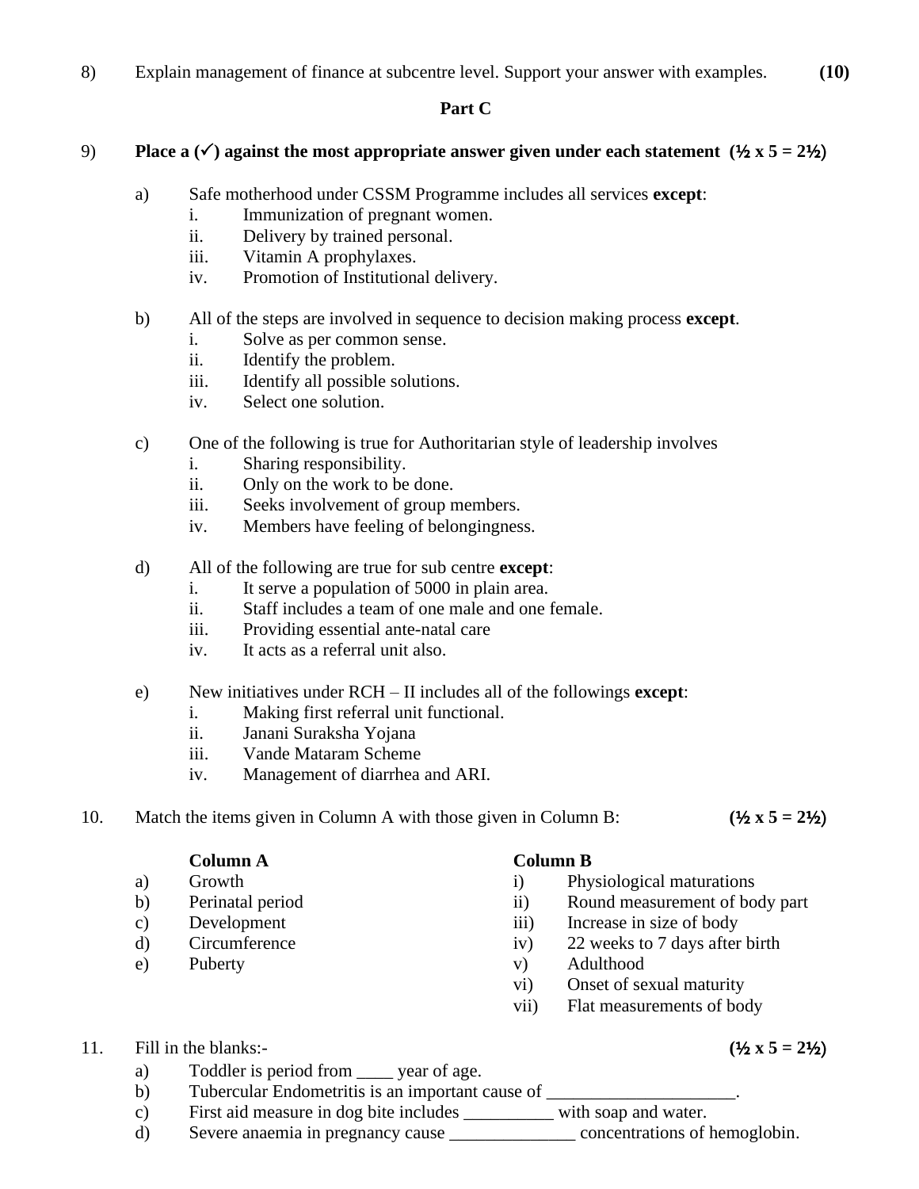8) Explain management of finance at subcentre level. Support your answer with examples. **(10)**

## Part C

9) **Place a (✓) against the most appropriate answer given under each statement (½ x 5 = 2½)**

a) Safe motherhood under CSSM Programme includes all services **except**:
   i. Immunization of pregnant women.
   ii. Delivery by trained personal.
   iii. Vitamin A prophylaxes.
   iv. Promotion of Institutional delivery.

b) All of the steps are involved in sequence to decision making process **except**.
   i. Solve as per common sense.
   ii. Identify the problem.
   iii. Identify all possible solutions.
   iv. Select one solution.

c) One of the following is true for Authoritarian style of leadership involves
   i. Sharing responsibility.
   ii. Only on the work to be done.
   iii. Seeks involvement of group members.
   iv. Members have feeling of belongingness.

d) All of the following are true for sub centre **except**:
   i. It serve a population of 5000 in plain area.
   ii. Staff includes a team of one male and one female.
   iii. Providing essential ante-natal care
   iv. It acts as a referral unit also.

e) New initiatives under RCH – II includes all of the followings **except**:
   i. Making first referral unit functional.
   ii. Janani Suraksha Yojana
   iii. Vande Mataram Scheme
   iv. Management of diarrhea and ARI.

10. Match the items given in Column A with those given in Column B: **(½ x 5 = 2½)**

| | **Column A** | | **Column B** |
|---|---|---|---|
| a) | Growth | i) | Physiological maturations |
| b) | Perinatal period | ii) | Round measurement of body part |
| c) | Development | iii) | Increase in size of body |
| d) | Circumference | iv) | 22 weeks to 7 days after birth |
| e) | Puberty | v) | Adulthood |
| | | vi) | Onset of sexual maturity |
| | | vii) | Flat measurements of body |

11. Fill in the blanks:- **(½ x 5 = 2½)**

a) Toddler is period from ____ year of age.
b) Tubercular Endometritis is an important cause of _____________________.
c) First aid measure in dog bite includes __________ with soap and water.
d) Severe anaemia in pregnancy cause ______________ concentrations of hemoglobin.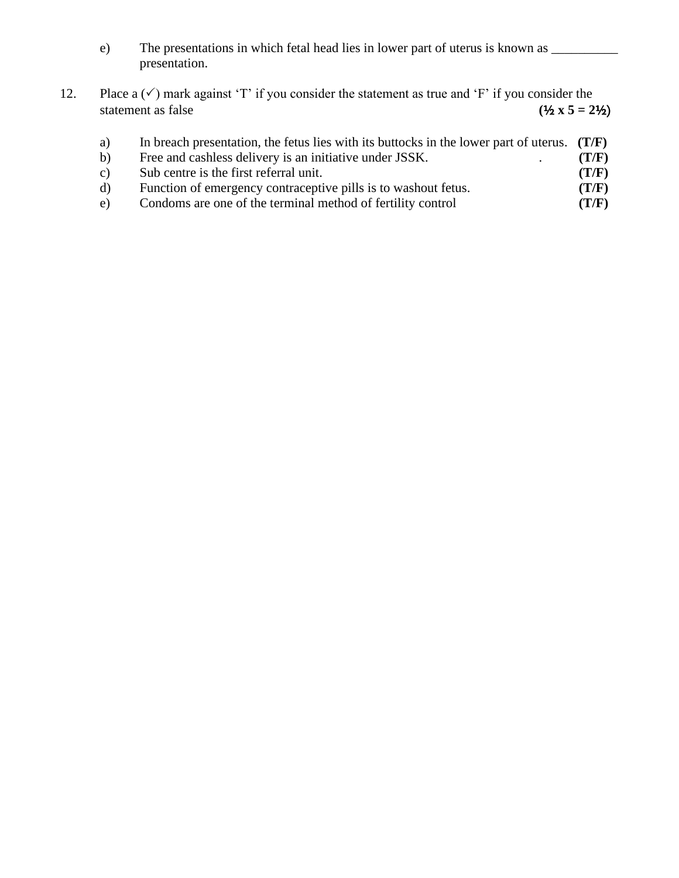e) The presentations in which fetal head lies in lower part of uterus is known as __________ presentation.

12. Place a (✓) mark against 'T' if you consider the statement as true and 'F' if you consider the statement as false **(½ x 5 = 2½)**

a) In breach presentation, the fetus lies with its buttocks in the lower part of uterus. **(T/F)**

b) Free and cashless delivery is an initiative under JSSK. . **(T/F)**

c) Sub centre is the first referral unit. **(T/F)**

d) Function of emergency contraceptive pills is to washout fetus. **(T/F)**

e) Condoms are one of the terminal method of fertility control **(T/F)**